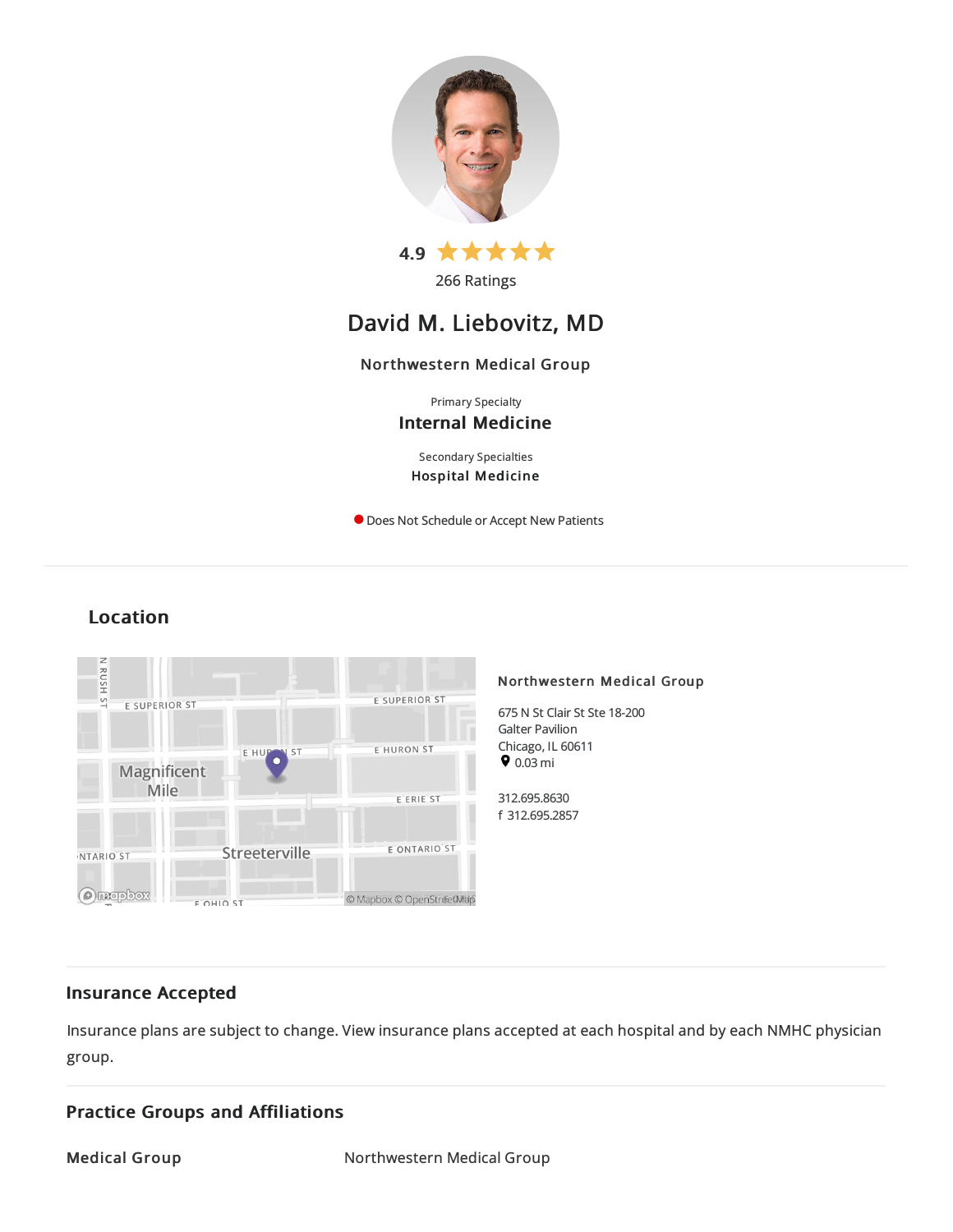4.9 ★★★★★

266 Ratings

# David M. Liebovitz, MD

Northwestern Medical Group

Primary Specialty

**Internal Medicine**

Secondary Specialties

**Hospital Medicine**

Does Not Schedule or Accept New Patients

## Location

**Northwestern Medical Group**

675 N St Clair St Ste 18-200
Galter Pavilion
Chicago, IL 60611
0.03 mi

312.695.8630
f 312.695.2857

## Insurance Accepted

Insurance plans are subject to change. View insurance plans accepted at each hospital and by each NMHC physician group.

## Practice Groups and Affiliations

| | |
|---|---|
| **Medical Group** | Northwestern Medical Group |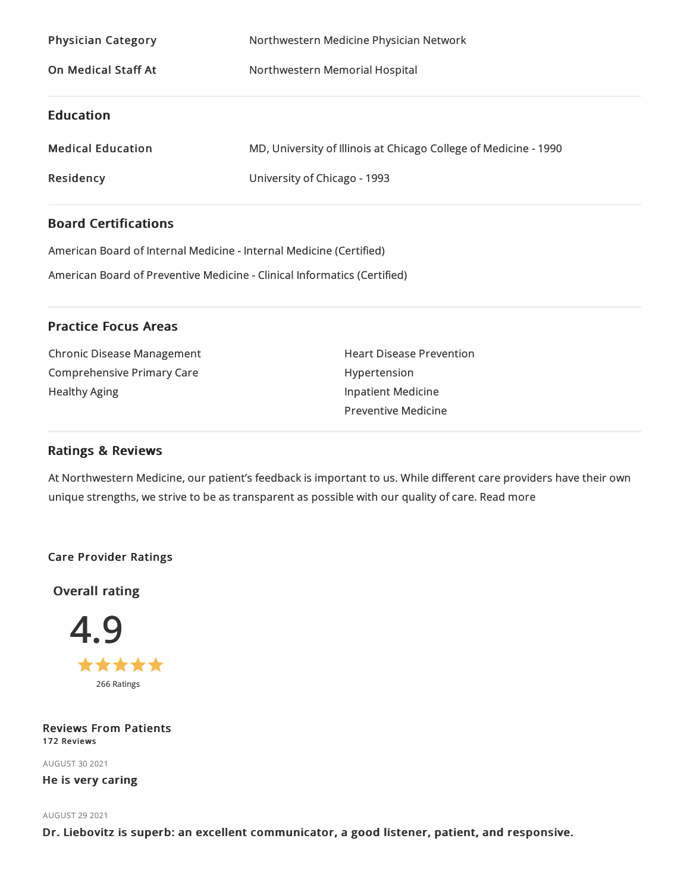| | |
|---|---|
| **Physician Category** | Northwestern Medicine Physician Network |
| **On Medical Staff At** | Northwestern Memorial Hospital |

## Education

| | |
|---|---|
| **Medical Education** | MD, University of Illinois at Chicago College of Medicine - 1990 |
| **Residency** | University of Chicago - 1993 |

## Board Certifications

American Board of Internal Medicine - Internal Medicine (Certified)

American Board of Preventive Medicine - Clinical Informatics (Certified)

## Practice Focus Areas

- Chronic Disease Management
- Comprehensive Primary Care
- Healthy Aging
- Heart Disease Prevention
- Hypertension
- Inpatient Medicine
- Preventive Medicine

## Ratings & Reviews

At Northwestern Medicine, our patient's feedback is important to us. While different care providers have their own unique strengths, we strive to be as transparent as possible with our quality of care. Read more

### Care Provider Ratings

**Overall rating**

4.9

★★★★★

266 Ratings

### Reviews From Patients

**172 Reviews**

AUGUST 30 2021

**He is very caring**

AUGUST 29 2021

**Dr. Liebovitz is superb: an excellent communicator, a good listener, patient, and responsive.**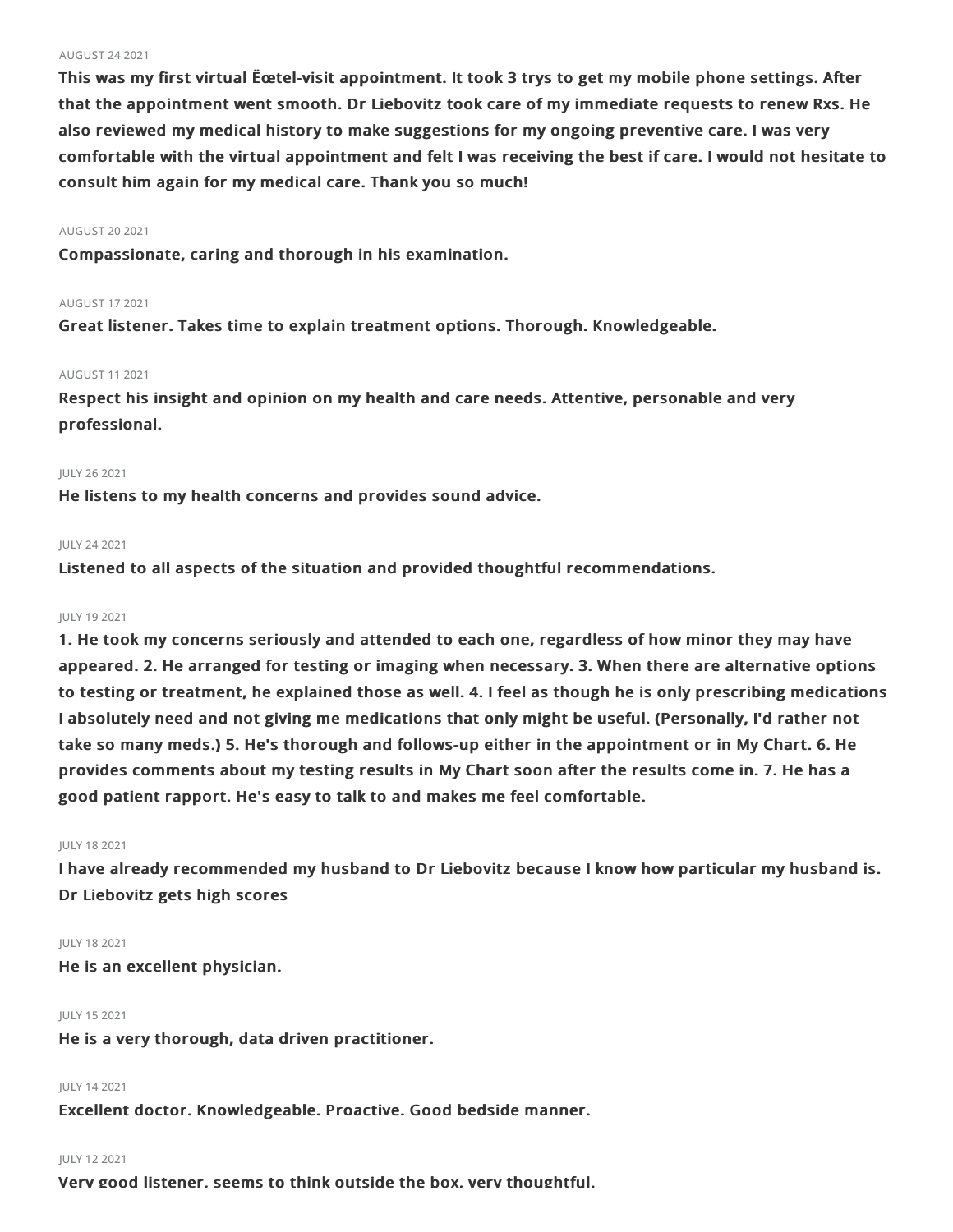AUGUST 24 2021

**This was my first virtual Ëœtel-visit appointment. It took 3 trys to get my mobile phone settings. After that the appointment went smooth. Dr Liebovitz took care of my immediate requests to renew Rxs. He also reviewed my medical history to make suggestions for my ongoing preventive care. I was very comfortable with the virtual appointment and felt I was receiving the best if care. I would not hesitate to consult him again for my medical care. Thank you so much!**

AUGUST 20 2021

**Compassionate, caring and thorough in his examination.**

AUGUST 17 2021

**Great listener. Takes time to explain treatment options. Thorough. Knowledgeable.**

AUGUST 11 2021

**Respect his insight and opinion on my health and care needs. Attentive, personable and very professional.**

JULY 26 2021

**He listens to my health concerns and provides sound advice.**

JULY 24 2021

**Listened to all aspects of the situation and provided thoughtful recommendations.**

JULY 19 2021

**1. He took my concerns seriously and attended to each one, regardless of how minor they may have appeared. 2. He arranged for testing or imaging when necessary. 3. When there are alternative options to testing or treatment, he explained those as well. 4. I feel as though he is only prescribing medications I absolutely need and not giving me medications that only might be useful. (Personally, I'd rather not take so many meds.) 5. He's thorough and follows-up either in the appointment or in My Chart. 6. He provides comments about my testing results in My Chart soon after the results come in. 7. He has a good patient rapport. He's easy to talk to and makes me feel comfortable.**

JULY 18 2021

**I have already recommended my husband to Dr Liebovitz because I know how particular my husband is. Dr Liebovitz gets high scores**

JULY 18 2021

**He is an excellent physician.**

JULY 15 2021

**He is a very thorough, data driven practitioner.**

JULY 14 2021

**Excellent doctor. Knowledgeable. Proactive. Good bedside manner.**

JULY 12 2021

**Very good listener, seems to think outside the box, very thoughtful.**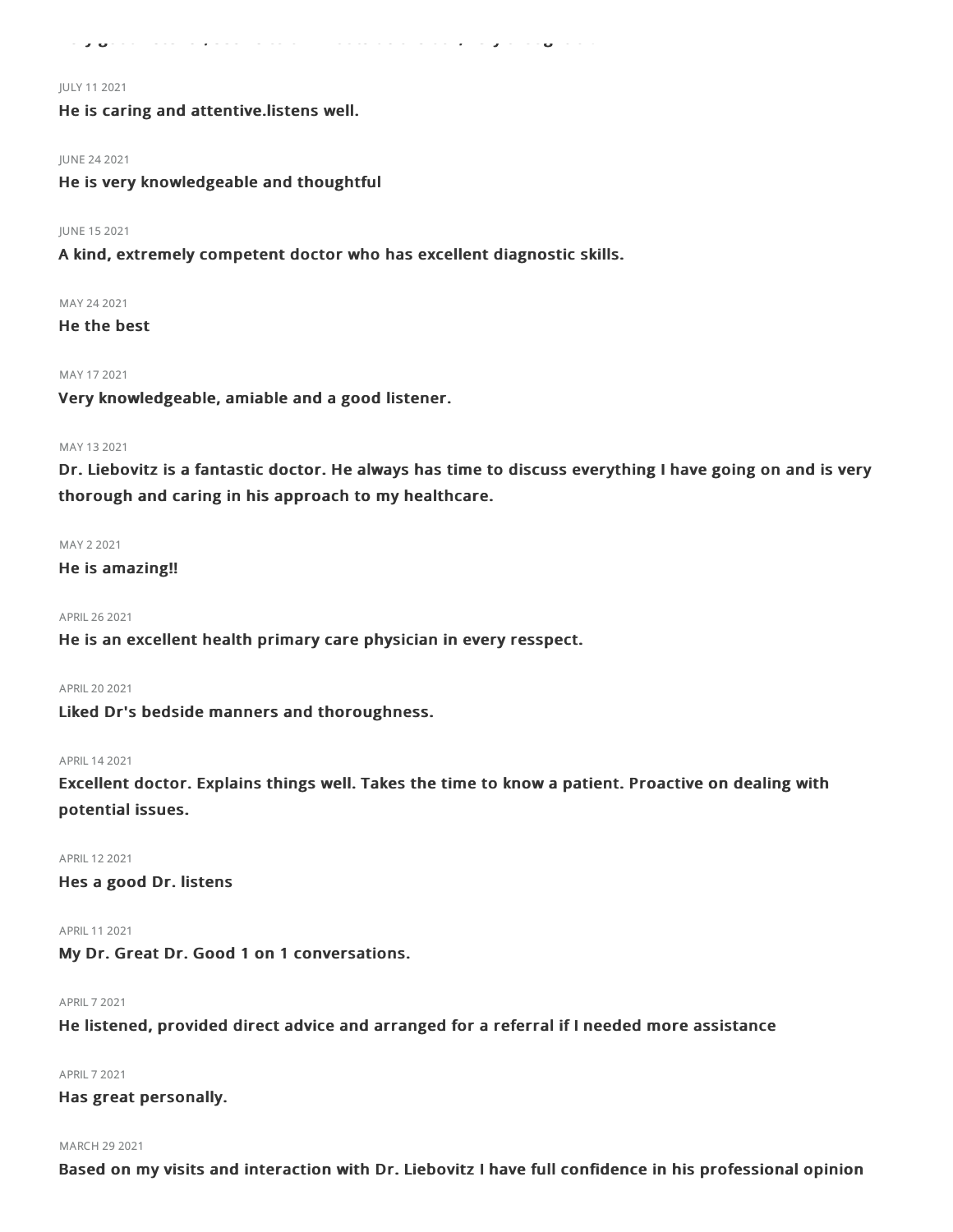JULY 11 2021

**He is caring and attentive.listens well.**

JUNE 24 2021

**He is very knowledgeable and thoughtful**

JUNE 15 2021

**A kind, extremely competent doctor who has excellent diagnostic skills.**

MAY 24 2021

**He the best**

MAY 17 2021

**Very knowledgeable, amiable and a good listener.**

MAY 13 2021

**Dr. Liebovitz is a fantastic doctor. He always has time to discuss everything I have going on and is very thorough and caring in his approach to my healthcare.**

MAY 2 2021

**He is amazing!!**

APRIL 26 2021

**He is an excellent health primary care physician in every resspect.**

APRIL 20 2021

**Liked Dr's bedside manners and thoroughness.**

APRIL 14 2021

**Excellent doctor. Explains things well. Takes the time to know a patient. Proactive on dealing with potential issues.**

APRIL 12 2021

**Hes a good Dr. listens**

APRIL 11 2021

**My Dr. Great Dr. Good 1 on 1 conversations.**

APRIL 7 2021

**He listened, provided direct advice and arranged for a referral if I needed more assistance**

APRIL 7 2021

**Has great personally.**

MARCH 29 2021

**Based on my visits and interaction with Dr. Liebovitz I have full confidence in his professional opinion**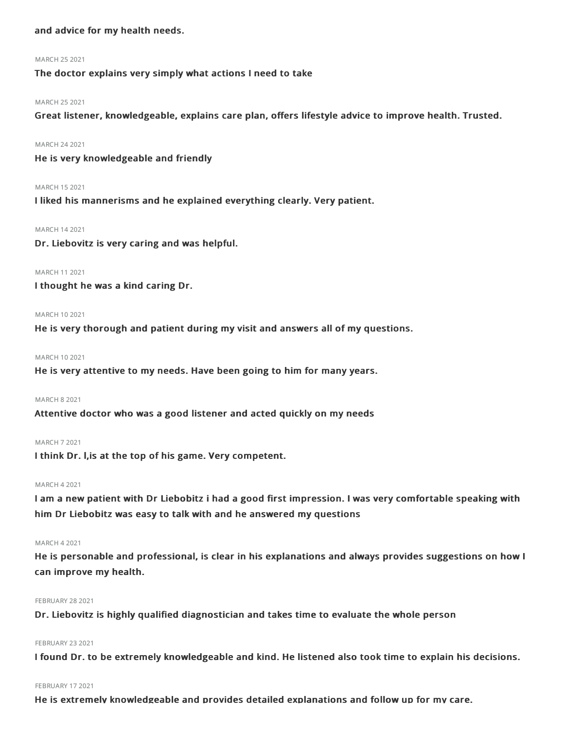**and advice for my health needs.**

MARCH 25 2021

**The doctor explains very simply what actions I need to take**

MARCH 25 2021

**Great listener, knowledgeable, explains care plan, offers lifestyle advice to improve health. Trusted.**

MARCH 24 2021

**He is very knowledgeable and friendly**

MARCH 15 2021

**I liked his mannerisms and he explained everything clearly. Very patient.**

MARCH 14 2021

**Dr. Liebovitz is very caring and was helpful.**

MARCH 11 2021

**I thought he was a kind caring Dr.**

MARCH 10 2021

**He is very thorough and patient during my visit and answers all of my questions.**

MARCH 10 2021

**He is very attentive to my needs. Have been going to him for many years.**

MARCH 8 2021

**Attentive doctor who was a good listener and acted quickly on my needs**

MARCH 7 2021

**I think Dr. l,is at the top of his game. Very competent.**

MARCH 4 2021

**I am a new patient with Dr Liebobitz i had a good first impression. I was very comfortable speaking with him Dr Liebobitz was easy to talk with and he answered my questions**

MARCH 4 2021

**He is personable and professional, is clear in his explanations and always provides suggestions on how I can improve my health.**

FEBRUARY 28 2021

**Dr. Liebovitz is highly qualified diagnostician and takes time to evaluate the whole person**

FEBRUARY 23 2021

**I found Dr. to be extremely knowledgeable and kind. He listened also took time to explain his decisions.**

FEBRUARY 17 2021

**He is extremely knowledgeable and provides detailed explanations and follow up for my care.**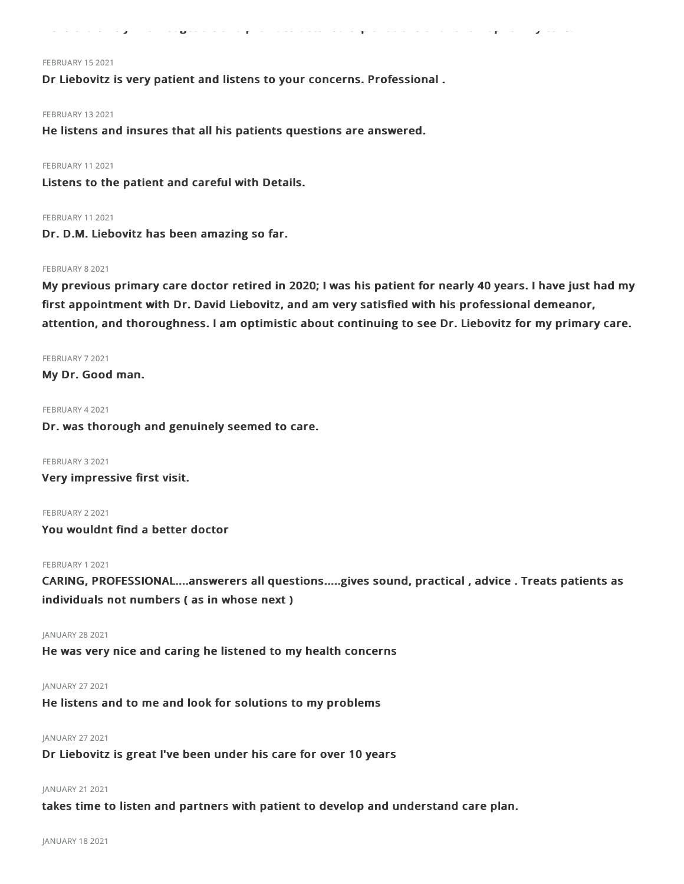FEBRUARY 15 2021

**Dr Liebovitz is very patient and listens to your concerns. Professional .**

FEBRUARY 13 2021

**He listens and insures that all his patients questions are answered.**

FEBRUARY 11 2021

**Listens to the patient and careful with Details.**

FEBRUARY 11 2021

**Dr. D.M. Liebovitz has been amazing so far.**

FEBRUARY 8 2021

**My previous primary care doctor retired in 2020; I was his patient for nearly 40 years. I have just had my first appointment with Dr. David Liebovitz, and am very satisfied with his professional demeanor, attention, and thoroughness. I am optimistic about continuing to see Dr. Liebovitz for my primary care.**

FEBRUARY 7 2021

**My Dr. Good man.**

FEBRUARY 4 2021

**Dr. was thorough and genuinely seemed to care.**

FEBRUARY 3 2021

**Very impressive first visit.**

FEBRUARY 2 2021

**You wouldnt find a better doctor**

FEBRUARY 1 2021

**CARING, PROFESSIONAL....answerers all questions.....gives sound, practical , advice . Treats patients as individuals not numbers ( as in whose next )**

JANUARY 28 2021

**He was very nice and caring he listened to my health concerns**

JANUARY 27 2021

**He listens and to me and look for solutions to my problems**

JANUARY 27 2021

**Dr Liebovitz is great I've been under his care for over 10 years**

JANUARY 21 2021

**takes time to listen and partners with patient to develop and understand care plan.**

JANUARY 18 2021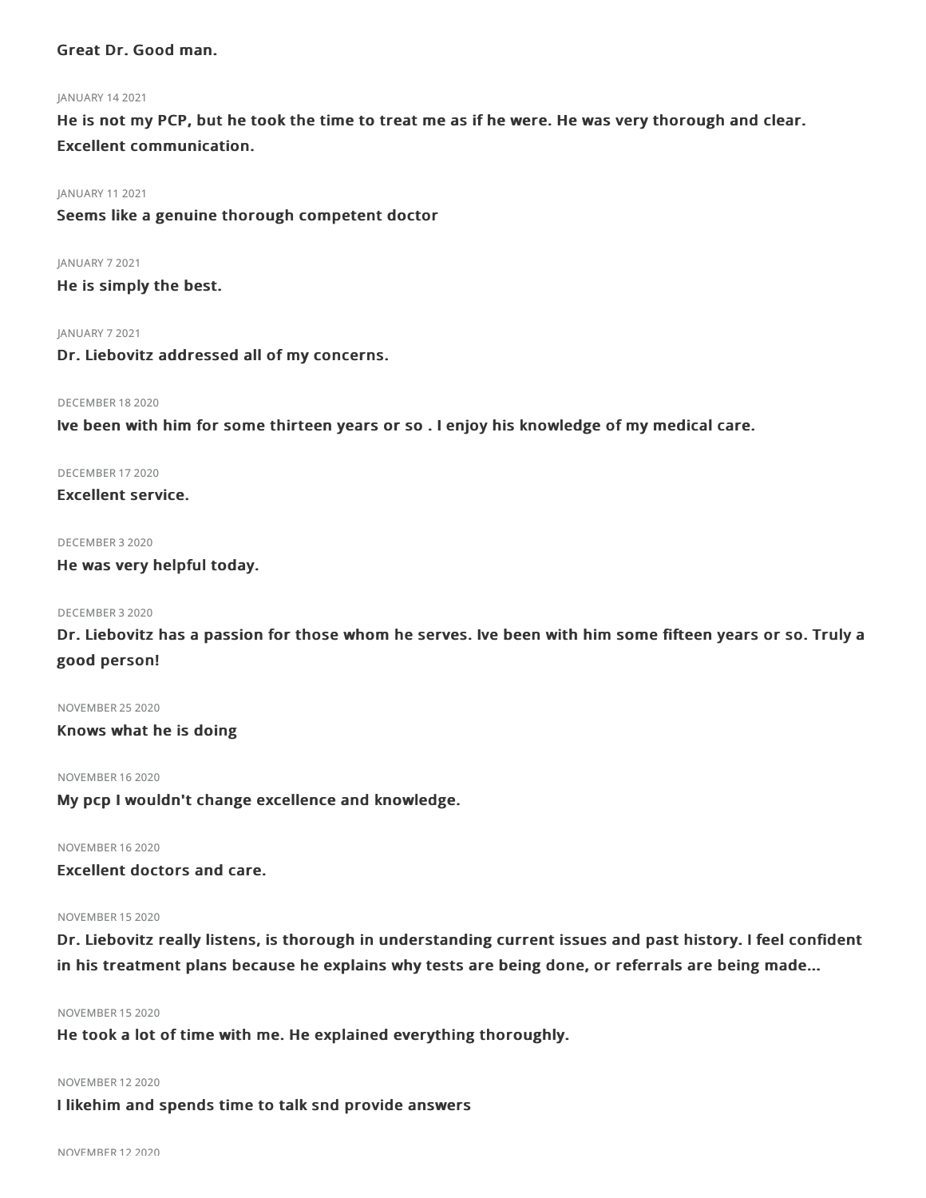**Great Dr. Good man.**

JANUARY 14 2021

**He is not my PCP, but he took the time to treat me as if he were. He was very thorough and clear. Excellent communication.**

JANUARY 11 2021

**Seems like a genuine thorough competent doctor**

JANUARY 7 2021

**He is simply the best.**

JANUARY 7 2021

**Dr. Liebovitz addressed all of my concerns.**

DECEMBER 18 2020

**Ive been with him for some thirteen years or so . I enjoy his knowledge of my medical care.**

DECEMBER 17 2020

**Excellent service.**

DECEMBER 3 2020

**He was very helpful today.**

DECEMBER 3 2020

**Dr. Liebovitz has a passion for those whom he serves. Ive been with him some fifteen years or so. Truly a good person!**

NOVEMBER 25 2020

**Knows what he is doing**

NOVEMBER 16 2020

**My pcp I wouldn't change excellence and knowledge.**

NOVEMBER 16 2020

**Excellent doctors and care.**

NOVEMBER 15 2020

**Dr. Liebovitz really listens, is thorough in understanding current issues and past history. I feel confident in his treatment plans because he explains why tests are being done, or referrals are being made...**

NOVEMBER 15 2020

**He took a lot of time with me. He explained everything thoroughly.**

NOVEMBER 12 2020

**I likehim and spends time to talk snd provide answers**

NOVEMBER 12 2020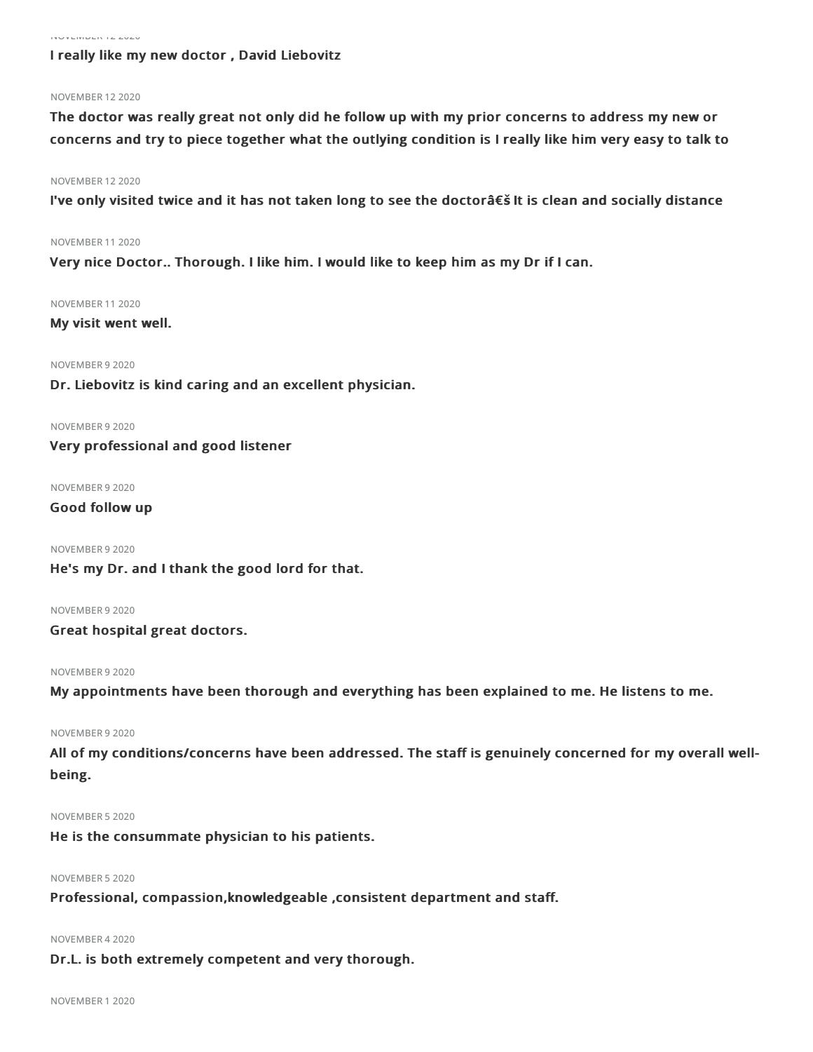NOVEMBER 12 2020

**I really like my new doctor , David Liebovitz**

NOVEMBER 12 2020

**The doctor was really great not only did he follow up with my prior concerns to address my new or concerns and try to piece together what the outlying condition is I really like him very easy to talk to**

NOVEMBER 12 2020

**I've only visited twice and it has not taken long to see the doctorâ€š It is clean and socially distance**

NOVEMBER 11 2020

**Very nice Doctor.. Thorough. I like him. I would like to keep him as my Dr if I can.**

NOVEMBER 11 2020

**My visit went well.**

NOVEMBER 9 2020

**Dr. Liebovitz is kind caring and an excellent physician.**

NOVEMBER 9 2020

**Very professional and good listener**

NOVEMBER 9 2020

**Good follow up**

NOVEMBER 9 2020

**He's my Dr. and I thank the good lord for that.**

NOVEMBER 9 2020

**Great hospital great doctors.**

NOVEMBER 9 2020

**My appointments have been thorough and everything has been explained to me. He listens to me.**

NOVEMBER 9 2020

**All of my conditions/concerns have been addressed. The staff is genuinely concerned for my overall well-being.**

NOVEMBER 5 2020

**He is the consummate physician to his patients.**

NOVEMBER 5 2020

**Professional, compassion,knowledgeable ,consistent department and staff.**

NOVEMBER 4 2020

**Dr.L. is both extremely competent and very thorough.**

NOVEMBER 1 2020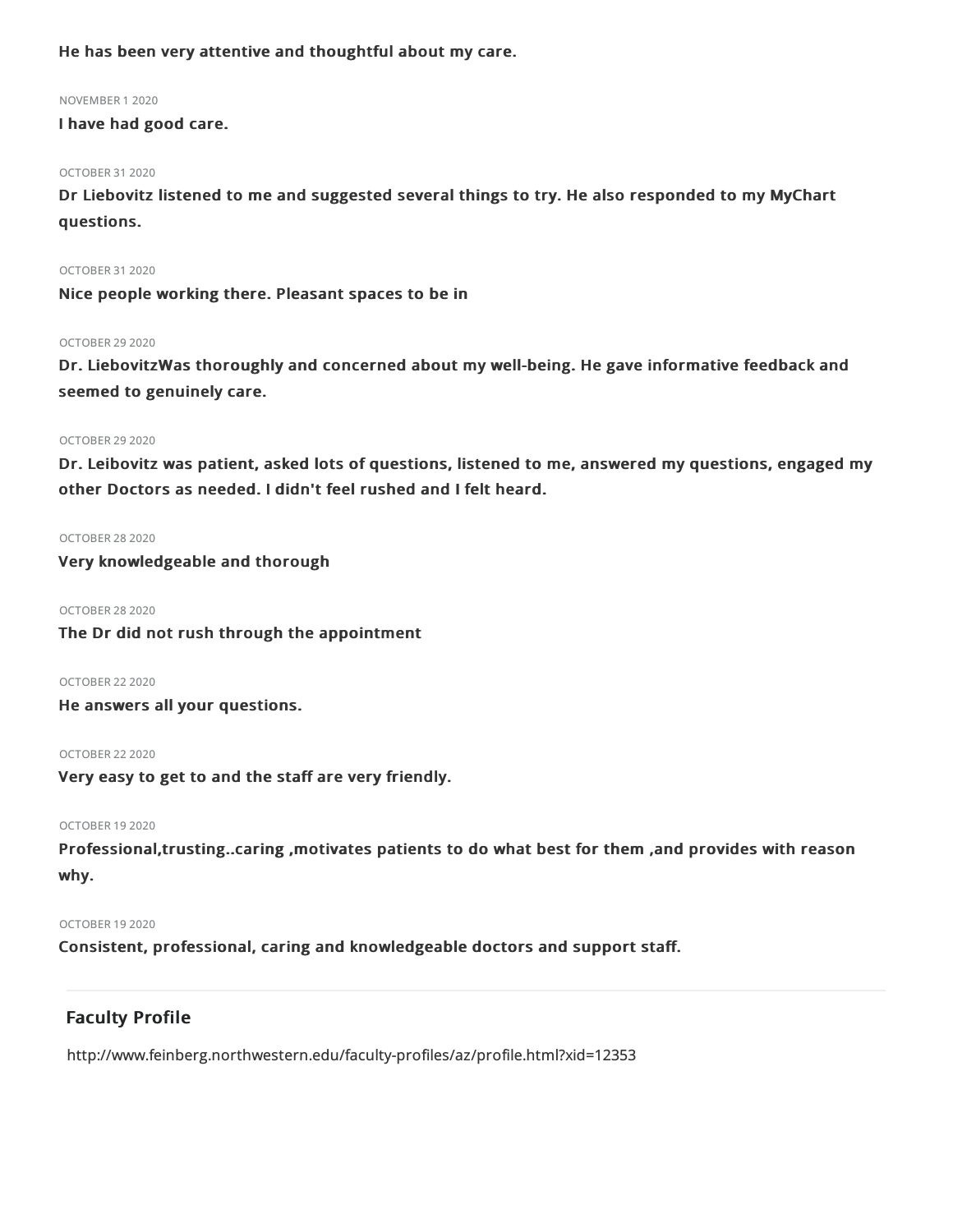**He has been very attentive and thoughtful about my care.**

NOVEMBER 1 2020

**I have had good care.**

OCTOBER 31 2020

**Dr Liebovitz listened to me and suggested several things to try. He also responded to my MyChart questions.**

OCTOBER 31 2020

**Nice people working there. Pleasant spaces to be in**

OCTOBER 29 2020

**Dr. LiebovitzWas thoroughly and concerned about my well-being. He gave informative feedback and seemed to genuinely care.**

OCTOBER 29 2020

**Dr. Leibovitz was patient, asked lots of questions, listened to me, answered my questions, engaged my other Doctors as needed. I didn't feel rushed and I felt heard.**

OCTOBER 28 2020

**Very knowledgeable and thorough**

OCTOBER 28 2020

**The Dr did not rush through the appointment**

OCTOBER 22 2020

**He answers all your questions.**

OCTOBER 22 2020

**Very easy to get to and the staff are very friendly.**

OCTOBER 19 2020

**Professional,trusting..caring ,motivates patients to do what best for them ,and provides with reason why.**

OCTOBER 19 2020

**Consistent, professional, caring and knowledgeable doctors and support staff.**

---

## Faculty Profile

http://www.feinberg.northwestern.edu/faculty-profiles/az/profile.html?xid=12353